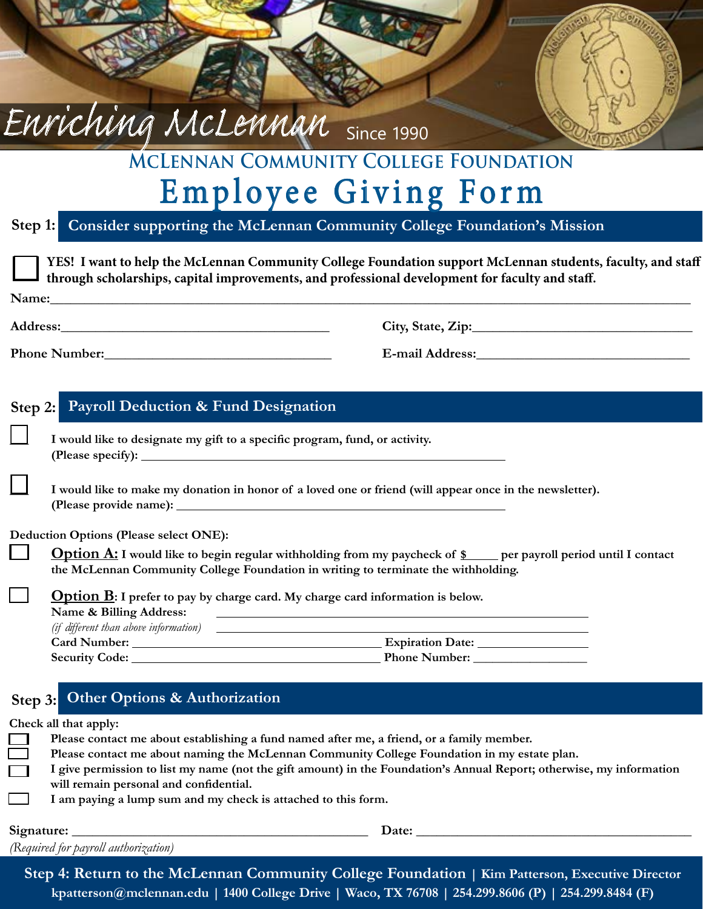# Enriching McLennan Since 1990

## McLennan Community College Foundation

# Employee Giving Form

## Step 1: Consider supporting the McLennan Community College Foundation's Mission

☐ **YES! I want to help the McLennan Community College Foundation support McLennan students, faculty, and staff through scholarships, capital improvements, and professional development for faculty and staff.**

**Name:**\_\_\_\_\_\_\_\_\_\_\_\_\_\_\_\_\_\_\_\_\_\_\_\_\_\_\_\_\_\_\_\_\_\_\_\_\_\_\_\_\_\_\_\_\_\_\_\_\_\_\_\_\_\_\_\_\_\_\_\_

**Address:**\_\_\_\_\_\_\_\_\_\_\_\_\_\_\_\_\_\_\_\_\_\_\_\_\_\_\_\_\_\_ **City, State, Zip:**\_\_\_\_\_\_\_\_\_\_\_\_\_\_\_\_\_\_\_\_\_\_\_\_\_\_\_\_\_\_

**Phone Number:**\_\_\_\_\_\_\_\_\_\_\_\_\_\_\_\_\_\_\_\_\_\_\_\_\_\_\_\_\_\_ **E-mail Address:**\_\_\_\_\_\_\_\_\_\_\_\_\_\_\_\_\_\_\_\_\_\_\_\_\_\_\_\_\_\_

## Step 2: Payroll Deduction & Fund Designation

☐ **I would like to designate my gift to a specific program, fund, or activity.**
**(Please specify):** \_\_\_\_\_\_\_\_\_\_\_\_\_\_\_\_\_\_\_\_\_\_\_\_\_\_\_\_\_\_\_\_\_\_\_\_\_\_\_\_

☐ **I would like to make my donation in honor of a loved one or friend (will appear once in the newsletter).**
**(Please provide name):** \_\_\_\_\_\_\_\_\_\_\_\_\_\_\_\_\_\_\_\_\_\_\_\_\_\_\_\_\_\_\_\_\_\_\_\_\_\_\_\_

**Deduction Options (Please select ONE):**

☐ **Option A: I would like to begin regular withholding from my paycheck of $\_\_\_\_\_ per payroll period until I contact the McLennan Community College Foundation in writing to terminate the withholding.**

☐ **Option B: I prefer to pay by charge card. My charge card information is below.**
**Name & Billing Address:** \_\_\_\_\_\_\_\_\_\_\_\_\_\_\_\_\_\_\_\_\_\_\_\_\_\_\_\_\_\_\_\_\_\_\_\_\_\_\_\_
*(if different than above information)* \_\_\_\_\_\_\_\_\_\_\_\_\_\_\_\_\_\_\_\_\_\_\_\_\_\_\_\_\_\_\_\_\_\_\_\_\_\_\_\_
**Card Number:** \_\_\_\_\_\_\_\_\_\_\_\_\_\_\_\_\_\_\_\_\_\_\_\_\_\_\_\_\_\_ **Expiration Date:** \_\_\_\_\_\_\_\_\_\_\_\_\_\_\_
**Security Code:** \_\_\_\_\_\_\_\_\_\_\_\_\_\_\_\_\_\_\_\_\_\_\_\_\_\_\_\_\_\_ **Phone Number:** \_\_\_\_\_\_\_\_\_\_\_\_\_\_\_

## Step 3: Other Options & Authorization

**Check all that apply:**

- ☐ **Please contact me about establishing a fund named after me, a friend, or a family member.**
- ☐ **Please contact me about naming the McLennan Community College Foundation in my estate plan.**
- ☐ **I give permission to list my name (not the gift amount) in the Foundation's Annual Report; otherwise, my information will remain personal and confidential.**
- ☐ **I am paying a lump sum and my check is attached to this form.**

**Signature:** \_\_\_\_\_\_\_\_\_\_\_\_\_\_\_\_\_\_\_\_\_\_\_\_\_\_\_\_\_\_\_\_\_\_\_\_\_\_ **Date:** \_\_\_\_\_\_\_\_\_\_\_\_\_\_\_\_\_\_\_\_\_\_\_\_\_\_\_\_\_\_
*(Required for payroll authorization)*

## Step 4: Return to the McLennan Community College Foundation | Kim Patterson, Executive Director

**kpatterson@mclennan.edu | 1400 College Drive | Waco, TX 76708 | 254.299.8606 (P) | 254.299.8484 (F)**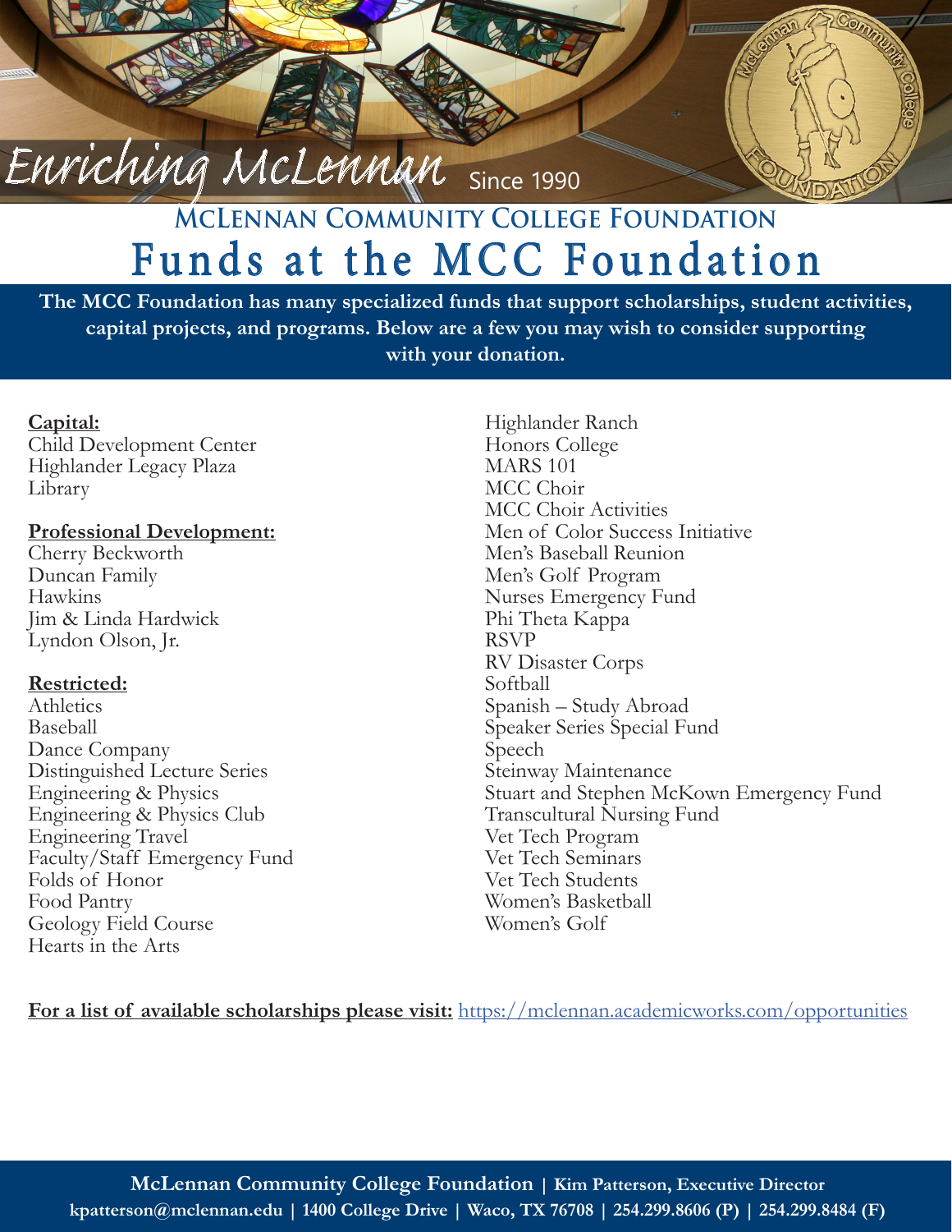Enriching McLennan Since 1990

## McLennan Community College Foundation

# Funds at the MCC Foundation

**The MCC Foundation has many specialized funds that support scholarships, student activities, capital projects, and programs. Below are a few you may wish to consider supporting with your donation.**

**Capital:**
Child Development Center
Highlander Legacy Plaza
Library

**Professional Development:**
Cherry Beckworth
Duncan Family
Hawkins
Jim & Linda Hardwick
Lyndon Olson, Jr.

**Restricted:**
Athletics
Baseball
Dance Company
Distinguished Lecture Series
Engineering & Physics
Engineering & Physics Club
Engineering Travel
Faculty/Staff Emergency Fund
Folds of Honor
Food Pantry
Geology Field Course
Hearts in the Arts
Highlander Ranch
Honors College
MARS 101
MCC Choir
MCC Choir Activities
Men of Color Success Initiative
Men's Baseball Reunion
Men's Golf Program
Nurses Emergency Fund
Phi Theta Kappa
RSVP
RV Disaster Corps
Softball
Spanish – Study Abroad
Speaker Series Special Fund
Speech
Steinway Maintenance
Stuart and Stephen McKown Emergency Fund
Transcultural Nursing Fund
Vet Tech Program
Vet Tech Seminars
Vet Tech Students
Women's Basketball
Women's Golf

**For a list of available scholarships please visit:** https://mclennan.academicworks.com/opportunities

**McLennan Community College Foundation | Kim Patterson, Executive Director**
**kpatterson@mclennan.edu | 1400 College Drive | Waco, TX 76708 | 254.299.8606 (P) | 254.299.8484 (F)**